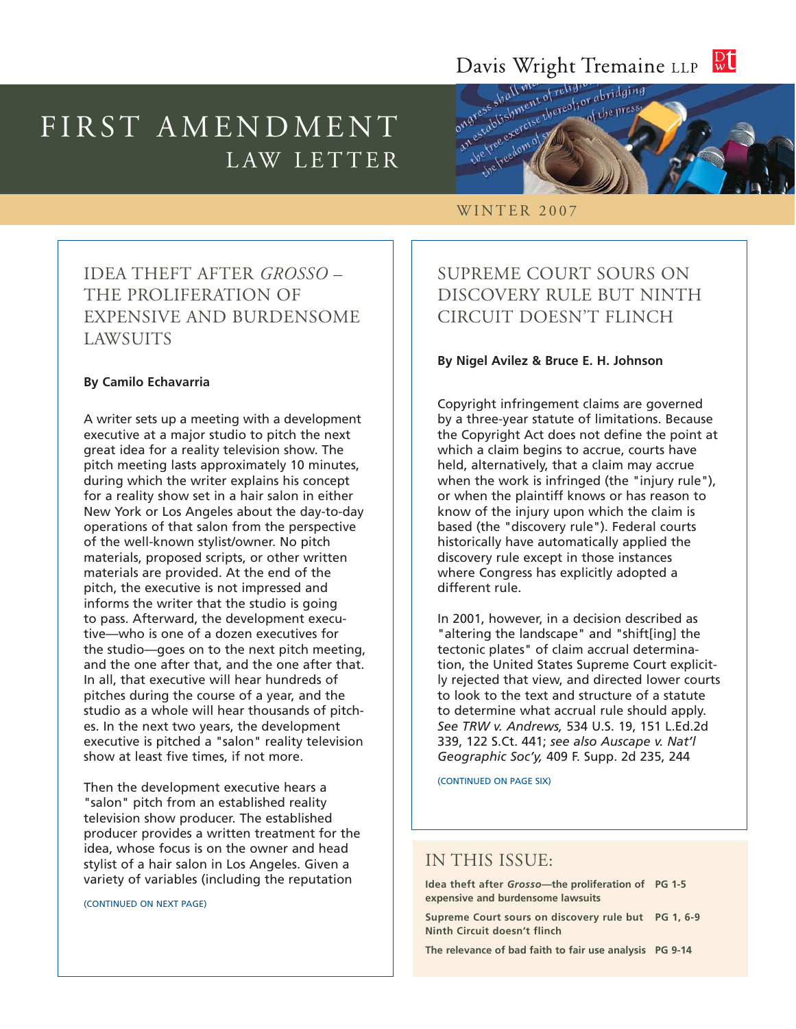Davis Wright Tremaine LLP

# FIRST AMENDMENT LAW LETTER

WINTER 2007

## IDEA THEFT AFTER *GROSSO* – THE PROLIFERATION OF EXPENSIVE AND BURDENSOME LAWSUITS

**By Camilo Echavarria**

A writer sets up a meeting with a development executive at a major studio to pitch the next great idea for a reality television show. The pitch meeting lasts approximately 10 minutes, during which the writer explains his concept for a reality show set in a hair salon in either New York or Los Angeles about the day-to-day operations of that salon from the perspective of the well-known stylist/owner. No pitch materials, proposed scripts, or other written materials are provided. At the end of the pitch, the executive is not impressed and informs the writer that the studio is going to pass. Afterward, the development executive—who is one of a dozen executives for the studio—goes on to the next pitch meeting, and the one after that, and the one after that. In all, that executive will hear hundreds of pitches during the course of a year, and the studio as a whole will hear thousands of pitches. In the next two years, the development executive is pitched a "salon" reality television show at least five times, if not more.

Then the development executive hears a "salon" pitch from an established reality television show producer. The established producer provides a written treatment for the idea, whose focus is on the owner and head stylist of a hair salon in Los Angeles. Given a variety of variables (including the reputation

(CONTINUED ON NEXT PAGE)

## SUPREME COURT SOURS ON DISCOVERY RULE BUT NINTH CIRCUIT DOESN'T FLINCH

**By Nigel Avilez & Bruce E. H. Johnson**

Copyright infringement claims are governed by a three-year statute of limitations. Because the Copyright Act does not define the point at which a claim begins to accrue, courts have held, alternatively, that a claim may accrue when the work is infringed (the "injury rule"), or when the plaintiff knows or has reason to know of the injury upon which the claim is based (the "discovery rule"). Federal courts historically have automatically applied the discovery rule except in those instances where Congress has explicitly adopted a different rule.

In 2001, however, in a decision described as "altering the landscape" and "shift[ing] the tectonic plates" of claim accrual determination, the United States Supreme Court explicitly rejected that view, and directed lower courts to look to the text and structure of a statute to determine what accrual rule should apply. *See TRW v. Andrews,* 534 U.S. 19, 151 L.Ed.2d 339, 122 S.Ct. 441; *see also Auscape v. Nat'l Geographic Soc'y,* 409 F. Supp. 2d 235, 244

(CONTINUED ON PAGE SIX)

## IN THIS ISSUE:

| | |
|---|---|
| **Idea theft after *Grosso*—the proliferation of expensive and burdensome lawsuits** | **PG 1-5** |
| **Supreme Court sours on discovery rule but Ninth Circuit doesn't flinch** | **PG 1, 6-9** |
| **The relevance of bad faith to fair use analysis** | **PG 9-14** |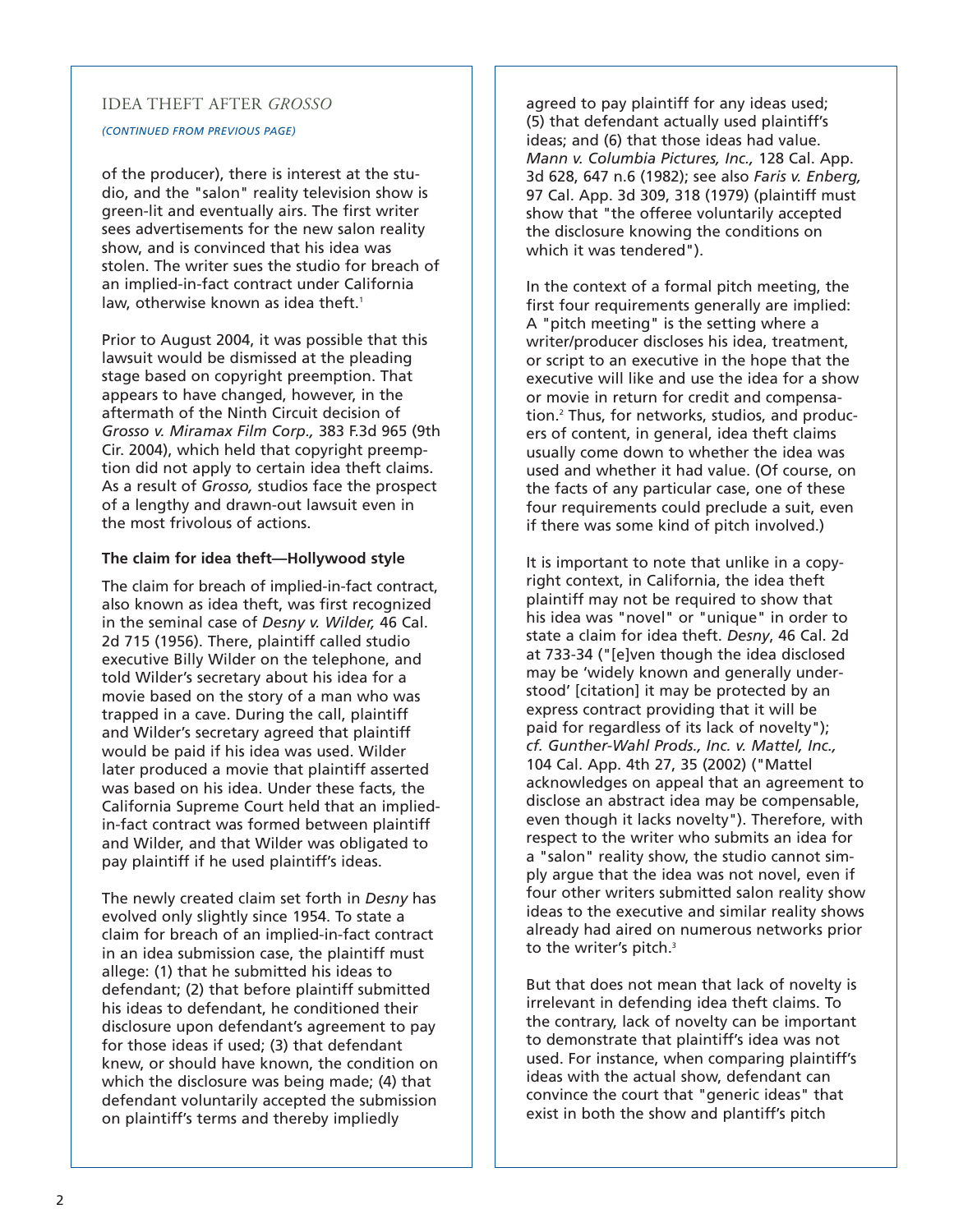## IDEA THEFT AFTER *GROSSO*

*(CONTINUED FROM PREVIOUS PAGE)*

of the producer), there is interest at the studio, and the "salon" reality television show is green-lit and eventually airs. The first writer sees advertisements for the new salon reality show, and is convinced that his idea was stolen. The writer sues the studio for breach of an implied-in-fact contract under California law, otherwise known as idea theft.[1]

Prior to August 2004, it was possible that this lawsuit would be dismissed at the pleading stage based on copyright preemption. That appears to have changed, however, in the aftermath of the Ninth Circuit decision of *Grosso v. Miramax Film Corp.,* 383 F.3d 965 (9th Cir. 2004), which held that copyright preemption did not apply to certain idea theft claims. As a result of *Grosso,* studios face the prospect of a lengthy and drawn-out lawsuit even in the most frivolous of actions.

**The claim for idea theft—Hollywood style**

The claim for breach of implied-in-fact contract, also known as idea theft, was first recognized in the seminal case of *Desny v. Wilder,* 46 Cal. 2d 715 (1956). There, plaintiff called studio executive Billy Wilder on the telephone, and told Wilder's secretary about his idea for a movie based on the story of a man who was trapped in a cave. During the call, plaintiff and Wilder's secretary agreed that plaintiff would be paid if his idea was used. Wilder later produced a movie that plaintiff asserted was based on his idea. Under these facts, the California Supreme Court held that an implied-in-fact contract was formed between plaintiff and Wilder, and that Wilder was obligated to pay plaintiff if he used plaintiff's ideas.

The newly created claim set forth in *Desny* has evolved only slightly since 1954. To state a claim for breach of an implied-in-fact contract in an idea submission case, the plaintiff must allege: (1) that he submitted his ideas to defendant; (2) that before plaintiff submitted his ideas to defendant, he conditioned their disclosure upon defendant's agreement to pay for those ideas if used; (3) that defendant knew, or should have known, the condition on which the disclosure was being made; (4) that defendant voluntarily accepted the submission on plaintiff's terms and thereby impliedly agreed to pay plaintiff for any ideas used; (5) that defendant actually used plaintiff's ideas; and (6) that those ideas had value. *Mann v. Columbia Pictures, Inc.,* 128 Cal. App. 3d 628, 647 n.6 (1982); see also *Faris v. Enberg,* 97 Cal. App. 3d 309, 318 (1979) (plaintiff must show that "the offeree voluntarily accepted the disclosure knowing the conditions on which it was tendered").

In the context of a formal pitch meeting, the first four requirements generally are implied: A "pitch meeting" is the setting where a writer/producer discloses his idea, treatment, or script to an executive in the hope that the executive will like and use the idea for a show or movie in return for credit and compensation.[2] Thus, for networks, studios, and producers of content, in general, idea theft claims usually come down to whether the idea was used and whether it had value. (Of course, on the facts of any particular case, one of these four requirements could preclude a suit, even if there was some kind of pitch involved.)

It is important to note that unlike in a copyright context, in California, the idea theft plaintiff may not be required to show that his idea was "novel" or "unique" in order to state a claim for idea theft. *Desny*, 46 Cal. 2d at 733-34 ("[e]ven though the idea disclosed may be 'widely known and generally understood' [citation] it may be protected by an express contract providing that it will be paid for regardless of its lack of novelty"); *cf. Gunther-Wahl Prods., Inc. v. Mattel, Inc.,* 104 Cal. App. 4th 27, 35 (2002) ("Mattel acknowledges on appeal that an agreement to disclose an abstract idea may be compensable, even though it lacks novelty"). Therefore, with respect to the writer who submits an idea for a "salon" reality show, the studio cannot simply argue that the idea was not novel, even if four other writers submitted salon reality show ideas to the executive and similar reality shows already had aired on numerous networks prior to the writer's pitch.[3]

But that does not mean that lack of novelty is irrelevant in defending idea theft claims. To the contrary, lack of novelty can be important to demonstrate that plaintiff's idea was not used. For instance, when comparing plaintiff's ideas with the actual show, defendant can convince the court that "generic ideas" that exist in both the show and plantiff's pitch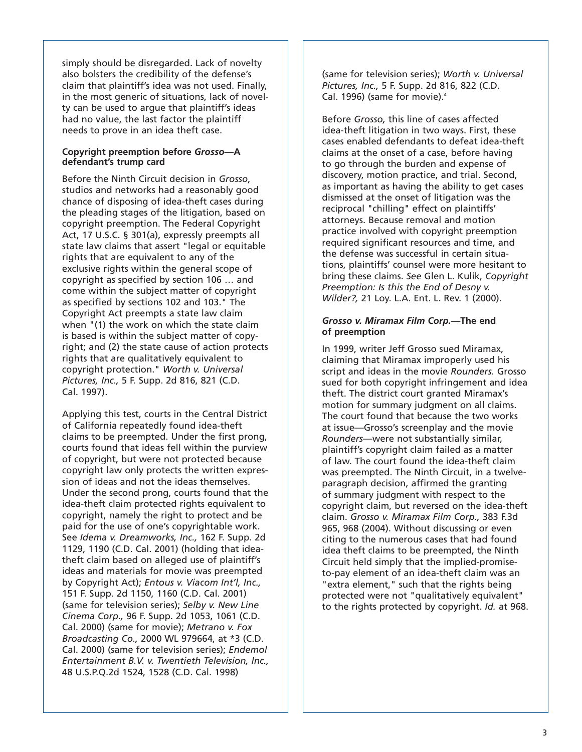simply should be disregarded. Lack of novelty also bolsters the credibility of the defense's claim that plaintiff's idea was not used. Finally, in the most generic of situations, lack of novelty can be used to argue that plaintiff's ideas had no value, the last factor the plaintiff needs to prove in an idea theft case.

### Copyright preemption before *Grosso*—A defendant's trump card

Before the Ninth Circuit decision in *Grosso*, studios and networks had a reasonably good chance of disposing of idea-theft cases during the pleading stages of the litigation, based on copyright preemption. The Federal Copyright Act, 17 U.S.C. § 301(a), expressly preempts all state law claims that assert "legal or equitable rights that are equivalent to any of the exclusive rights within the general scope of copyright as specified by section 106 … and come within the subject matter of copyright as specified by sections 102 and 103." The Copyright Act preempts a state law claim when "(1) the work on which the state claim is based is within the subject matter of copyright; and (2) the state cause of action protects rights that are qualitatively equivalent to copyright protection." *Worth v. Universal Pictures, Inc.,* 5 F. Supp. 2d 816, 821 (C.D. Cal. 1997).

Applying this test, courts in the Central District of California repeatedly found idea-theft claims to be preempted. Under the first prong, courts found that ideas fell within the purview of copyright, but were not protected because copyright law only protects the written expression of ideas and not the ideas themselves. Under the second prong, courts found that the idea-theft claim protected rights equivalent to copyright, namely the right to protect and be paid for the use of one's copyrightable work. See *Idema v. Dreamworks, Inc.,* 162 F. Supp. 2d 1129, 1190 (C.D. Cal. 2001) (holding that idea-theft claim based on alleged use of plaintiff's ideas and materials for movie was preempted by Copyright Act); *Entous v. Viacom Int'l, Inc.,* 151 F. Supp. 2d 1150, 1160 (C.D. Cal. 2001) (same for television series); *Selby v. New Line Cinema Corp.,* 96 F. Supp. 2d 1053, 1061 (C.D. Cal. 2000) (same for movie); *Metrano v. Fox Broadcasting Co.,* 2000 WL 979664, at *3 (C.D. Cal. 2000) (same for television series); *Endemol Entertainment B.V. v. Twentieth Television, Inc.,* 48 U.S.P.Q.2d 1524, 1528 (C.D. Cal. 1998) (same for television series); *Worth v. Universal Pictures, Inc.,* 5 F. Supp. 2d 816, 822 (C.D. Cal. 1996) (same for movie).[4]

Before *Grosso,* this line of cases affected idea-theft litigation in two ways. First, these cases enabled defendants to defeat idea-theft claims at the onset of a case, before having to go through the burden and expense of discovery, motion practice, and trial. Second, as important as having the ability to get cases dismissed at the onset of litigation was the reciprocal "chilling" effect on plaintiffs' attorneys. Because removal and motion practice involved with copyright preemption required significant resources and time, and the defense was successful in certain situations, plaintiffs' counsel were more hesitant to bring these claims. *See* Glen L. Kulik, *Copyright Preemption: Is this the End of Desny v. Wilder?,* 21 Loy. L.A. Ent. L. Rev. 1 (2000).

### *Grosso v. Miramax Film Corp.*—The end of preemption

In 1999, writer Jeff Grosso sued Miramax, claiming that Miramax improperly used his script and ideas in the movie *Rounders.* Grosso sued for both copyright infringement and idea theft. The district court granted Miramax's motion for summary judgment on all claims. The court found that because the two works at issue—Grosso's screenplay and the movie *Rounders*—were not substantially similar, plaintiff's copyright claim failed as a matter of law. The court found the idea-theft claim was preempted. The Ninth Circuit, in a twelve-paragraph decision, affirmed the granting of summary judgment with respect to the copyright claim, but reversed on the idea-theft claim. *Grosso v. Miramax Film Corp.,* 383 F.3d 965, 968 (2004). Without discussing or even citing to the numerous cases that had found idea theft claims to be preempted, the Ninth Circuit held simply that the implied-promise-to-pay element of an idea-theft claim was an "extra element," such that the rights being protected were not "qualitatively equivalent" to the rights protected by copyright. *Id.* at 968.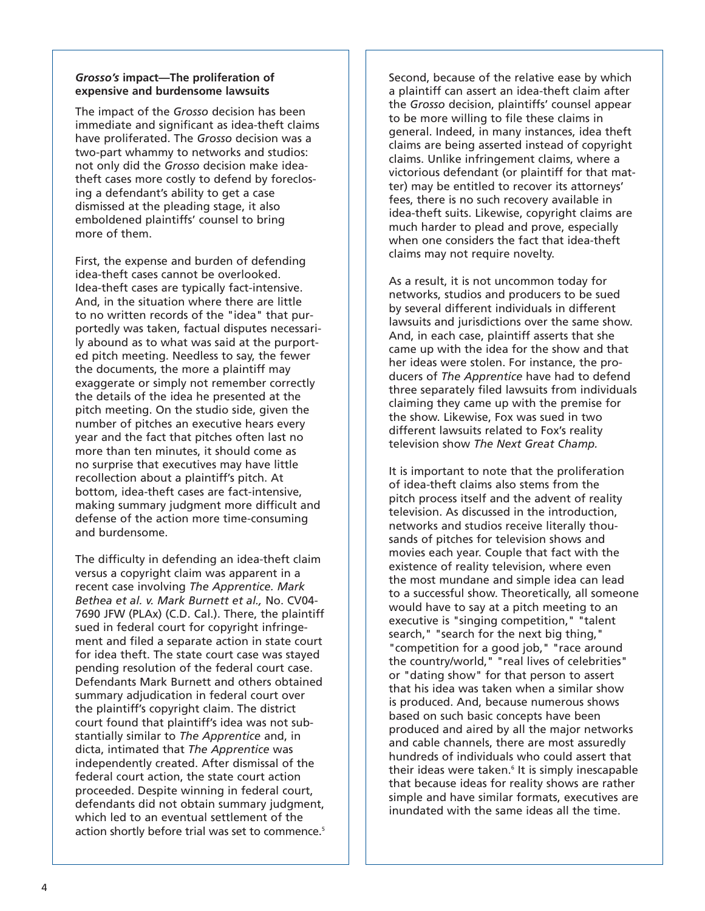### *Grosso's* impact—The proliferation of expensive and burdensome lawsuits

The impact of the *Grosso* decision has been immediate and significant as idea-theft claims have proliferated. The *Grosso* decision was a two-part whammy to networks and studios: not only did the *Grosso* decision make idea-theft cases more costly to defend by foreclosing a defendant's ability to get a case dismissed at the pleading stage, it also emboldened plaintiffs' counsel to bring more of them.

First, the expense and burden of defending idea-theft cases cannot be overlooked. Idea-theft cases are typically fact-intensive. And, in the situation where there are little to no written records of the "idea" that purportedly was taken, factual disputes necessarily abound as to what was said at the purported pitch meeting. Needless to say, the fewer the documents, the more a plaintiff may exaggerate or simply not remember correctly the details of the idea he presented at the pitch meeting. On the studio side, given the number of pitches an executive hears every year and the fact that pitches often last no more than ten minutes, it should come as no surprise that executives may have little recollection about a plaintiff's pitch. At bottom, idea-theft cases are fact-intensive, making summary judgment more difficult and defense of the action more time-consuming and burdensome.

The difficulty in defending an idea-theft claim versus a copyright claim was apparent in a recent case involving *The Apprentice. Mark Bethea et al. v. Mark Burnett et al.,* No. CV04-7690 JFW (PLAx) (C.D. Cal.). There, the plaintiff sued in federal court for copyright infringement and filed a separate action in state court for idea theft. The state court case was stayed pending resolution of the federal court case. Defendants Mark Burnett and others obtained summary adjudication in federal court over the plaintiff's copyright claim. The district court found that plaintiff's idea was not substantially similar to *The Apprentice* and, in dicta, intimated that *The Apprentice* was independently created. After dismissal of the federal court action, the state court action proceeded. Despite winning in federal court, defendants did not obtain summary judgment, which led to an eventual settlement of the action shortly before trial was set to commence.[5]

Second, because of the relative ease by which a plaintiff can assert an idea-theft claim after the *Grosso* decision, plaintiffs' counsel appear to be more willing to file these claims in general. Indeed, in many instances, idea theft claims are being asserted instead of copyright claims. Unlike infringement claims, where a victorious defendant (or plaintiff for that matter) may be entitled to recover its attorneys' fees, there is no such recovery available in idea-theft suits. Likewise, copyright claims are much harder to plead and prove, especially when one considers the fact that idea-theft claims may not require novelty.

As a result, it is not uncommon today for networks, studios and producers to be sued by several different individuals in different lawsuits and jurisdictions over the same show. And, in each case, plaintiff asserts that she came up with the idea for the show and that her ideas were stolen. For instance, the producers of *The Apprentice* have had to defend three separately filed lawsuits from individuals claiming they came up with the premise for the show. Likewise, Fox was sued in two different lawsuits related to Fox's reality television show *The Next Great Champ.*

It is important to note that the proliferation of idea-theft claims also stems from the pitch process itself and the advent of reality television. As discussed in the introduction, networks and studios receive literally thousands of pitches for television shows and movies each year. Couple that fact with the existence of reality television, where even the most mundane and simple idea can lead to a successful show. Theoretically, all someone would have to say at a pitch meeting to an executive is "singing competition," "talent search," "search for the next big thing," "competition for a good job," "race around the country/world," "real lives of celebrities" or "dating show" for that person to assert that his idea was taken when a similar show is produced. And, because numerous shows based on such basic concepts have been produced and aired by all the major networks and cable channels, there are most assuredly hundreds of individuals who could assert that their ideas were taken.[6] It is simply inescapable that because ideas for reality shows are rather simple and have similar formats, executives are inundated with the same ideas all the time.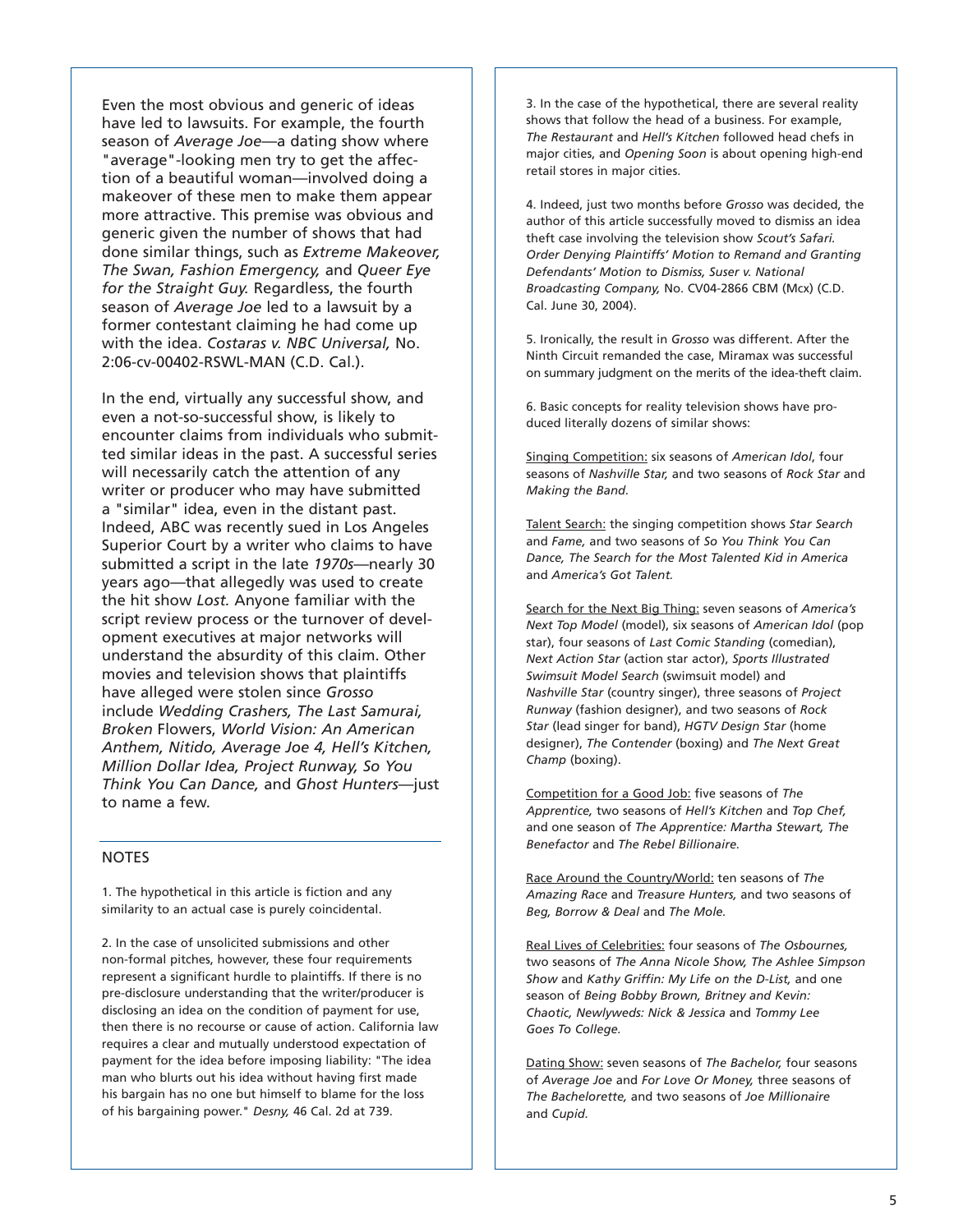Even the most obvious and generic of ideas have led to lawsuits. For example, the fourth season of *Average Joe*—a dating show where "average"-looking men try to get the affection of a beautiful woman—involved doing a makeover of these men to make them appear more attractive. This premise was obvious and generic given the number of shows that had done similar things, such as *Extreme Makeover, The Swan, Fashion Emergency,* and *Queer Eye for the Straight Guy.* Regardless, the fourth season of *Average Joe* led to a lawsuit by a former contestant claiming he had come up with the idea. *Costaras v. NBC Universal,* No. 2:06-cv-00402-RSWL-MAN (C.D. Cal.).

In the end, virtually any successful show, and even a not-so-successful show, is likely to encounter claims from individuals who submitted similar ideas in the past. A successful series will necessarily catch the attention of any writer or producer who may have submitted a "similar" idea, even in the distant past. Indeed, ABC was recently sued in Los Angeles Superior Court by a writer who claims to have submitted a script in the late *1970s*—nearly 30 years ago—that allegedly was used to create the hit show *Lost.* Anyone familiar with the script review process or the turnover of development executives at major networks will understand the absurdity of this claim. Other movies and television shows that plaintiffs have alleged were stolen since *Grosso* include *Wedding Crashers, The Last Samurai, Broken* Flowers, *World Vision: An American Anthem, Nitido, Average Joe 4, Hell's Kitchen, Million Dollar Idea, Project Runway, So You Think You Can Dance,* and *Ghost Hunters*—just to name a few.

## NOTES

1. The hypothetical in this article is fiction and any similarity to an actual case is purely coincidental.

2. In the case of unsolicited submissions and other non-formal pitches, however, these four requirements represent a significant hurdle to plaintiffs. If there is no pre-disclosure understanding that the writer/producer is disclosing an idea on the condition of payment for use, then there is no recourse or cause of action. California law requires a clear and mutually understood expectation of payment for the idea before imposing liability: "The idea man who blurts out his idea without having first made his bargain has no one but himself to blame for the loss of his bargaining power." *Desny,* 46 Cal. 2d at 739.

3. In the case of the hypothetical, there are several reality shows that follow the head of a business. For example, *The Restaurant* and *Hell's Kitchen* followed head chefs in major cities, and *Opening Soon* is about opening high-end retail stores in major cities.

4. Indeed, just two months before *Grosso* was decided, the author of this article successfully moved to dismiss an idea theft case involving the television show *Scout's Safari. Order Denying Plaintiffs' Motion to Remand and Granting Defendants' Motion to Dismiss, Suser v. National Broadcasting Company,* No. CV04-2866 CBM (Mcx) (C.D. Cal. June 30, 2004).

5. Ironically, the result in *Grosso* was different. After the Ninth Circuit remanded the case, Miramax was successful on summary judgment on the merits of the idea-theft claim.

6. Basic concepts for reality television shows have produced literally dozens of similar shows:

Singing Competition: six seasons of *American Idol*, four seasons of *Nashville Star,* and two seasons of *Rock Star* and *Making the Band.*

Talent Search: the singing competition shows *Star Search* and *Fame,* and two seasons of *So You Think You Can Dance, The Search for the Most Talented Kid in America* and *America's Got Talent.*

Search for the Next Big Thing: seven seasons of *America's Next Top Model* (model), six seasons of *American Idol* (pop star), four seasons of *Last Comic Standing* (comedian), *Next Action Star* (action star actor), *Sports Illustrated Swimsuit Model Search* (swimsuit model) and *Nashville Star* (country singer), three seasons of *Project Runway* (fashion designer), and two seasons of *Rock Star* (lead singer for band), *HGTV Design Star* (home designer), *The Contender* (boxing) and *The Next Great Champ* (boxing).

Competition for a Good Job: five seasons of *The Apprentice,* two seasons of *Hell's Kitchen* and *Top Chef,* and one season of *The Apprentice: Martha Stewart, The Benefactor* and *The Rebel Billionaire.*

Race Around the Country/World: ten seasons of *The Amazing Race* and *Treasure Hunters,* and two seasons of *Beg, Borrow & Deal* and *The Mole.*

Real Lives of Celebrities: four seasons of *The Osbournes,* two seasons of *The Anna Nicole Show, The Ashlee Simpson Show* and *Kathy Griffin: My Life on the D-List,* and one season of *Being Bobby Brown, Britney and Kevin: Chaotic, Newlyweds: Nick & Jessica* and *Tommy Lee Goes To College.*

Dating Show: seven seasons of *The Bachelor,* four seasons of *Average Joe* and *For Love Or Money,* three seasons of *The Bachelorette,* and two seasons of *Joe Millionaire* and *Cupid.*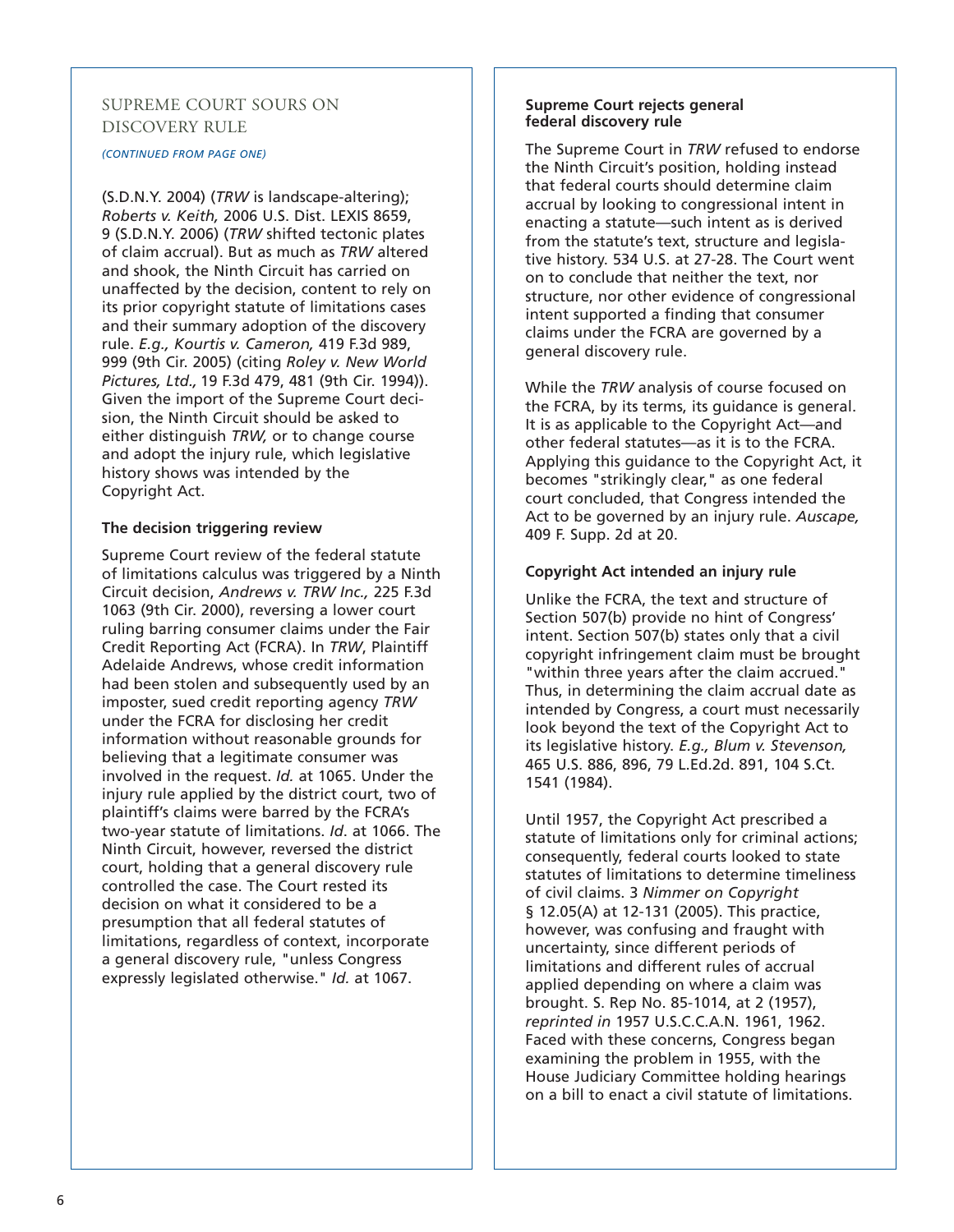## SUPREME COURT SOURS ON DISCOVERY RULE

*(CONTINUED FROM PAGE ONE)*

(S.D.N.Y. 2004) (*TRW* is landscape-altering); *Roberts v. Keith,* 2006 U.S. Dist. LEXIS 8659, 9 (S.D.N.Y. 2006) (*TRW* shifted tectonic plates of claim accrual). But as much as *TRW* altered and shook, the Ninth Circuit has carried on unaffected by the decision, content to rely on its prior copyright statute of limitations cases and their summary adoption of the discovery rule. *E.g., Kourtis v. Cameron,* 419 F.3d 989, 999 (9th Cir. 2005) (citing *Roley v. New World Pictures, Ltd.,* 19 F.3d 479, 481 (9th Cir. 1994)). Given the import of the Supreme Court decision, the Ninth Circuit should be asked to either distinguish *TRW,* or to change course and adopt the injury rule, which legislative history shows was intended by the Copyright Act.

### The decision triggering review

Supreme Court review of the federal statute of limitations calculus was triggered by a Ninth Circuit decision, *Andrews v. TRW Inc.,* 225 F.3d 1063 (9th Cir. 2000), reversing a lower court ruling barring consumer claims under the Fair Credit Reporting Act (FCRA). In *TRW*, Plaintiff Adelaide Andrews, whose credit information had been stolen and subsequently used by an imposter, sued credit reporting agency *TRW* under the FCRA for disclosing her credit information without reasonable grounds for believing that a legitimate consumer was involved in the request. *Id.* at 1065. Under the injury rule applied by the district court, two of plaintiff's claims were barred by the FCRA's two-year statute of limitations. *Id.* at 1066. The Ninth Circuit, however, reversed the district court, holding that a general discovery rule controlled the case. The Court rested its decision on what it considered to be a presumption that all federal statutes of limitations, regardless of context, incorporate a general discovery rule, "unless Congress expressly legislated otherwise." *Id.* at 1067.

### Supreme Court rejects general federal discovery rule

The Supreme Court in *TRW* refused to endorse the Ninth Circuit's position, holding instead that federal courts should determine claim accrual by looking to congressional intent in enacting a statute—such intent as is derived from the statute's text, structure and legislative history. 534 U.S. at 27-28. The Court went on to conclude that neither the text, nor structure, nor other evidence of congressional intent supported a finding that consumer claims under the FCRA are governed by a general discovery rule.

While the *TRW* analysis of course focused on the FCRA, by its terms, its guidance is general. It is as applicable to the Copyright Act—and other federal statutes—as it is to the FCRA. Applying this guidance to the Copyright Act, it becomes "strikingly clear," as one federal court concluded, that Congress intended the Act to be governed by an injury rule. *Auscape,* 409 F. Supp. 2d at 20.

### Copyright Act intended an injury rule

Unlike the FCRA, the text and structure of Section 507(b) provide no hint of Congress' intent. Section 507(b) states only that a civil copyright infringement claim must be brought "within three years after the claim accrued." Thus, in determining the claim accrual date as intended by Congress, a court must necessarily look beyond the text of the Copyright Act to its legislative history. *E.g., Blum v. Stevenson,* 465 U.S. 886, 896, 79 L.Ed.2d. 891, 104 S.Ct. 1541 (1984).

Until 1957, the Copyright Act prescribed a statute of limitations only for criminal actions; consequently, federal courts looked to state statutes of limitations to determine timeliness of civil claims. 3 *Nimmer on Copyright* § 12.05(A) at 12-131 (2005). This practice, however, was confusing and fraught with uncertainty, since different periods of limitations and different rules of accrual applied depending on where a claim was brought. S. Rep No. 85-1014, at 2 (1957), *reprinted in* 1957 U.S.C.C.A.N. 1961, 1962. Faced with these concerns, Congress began examining the problem in 1955, with the House Judiciary Committee holding hearings on a bill to enact a civil statute of limitations.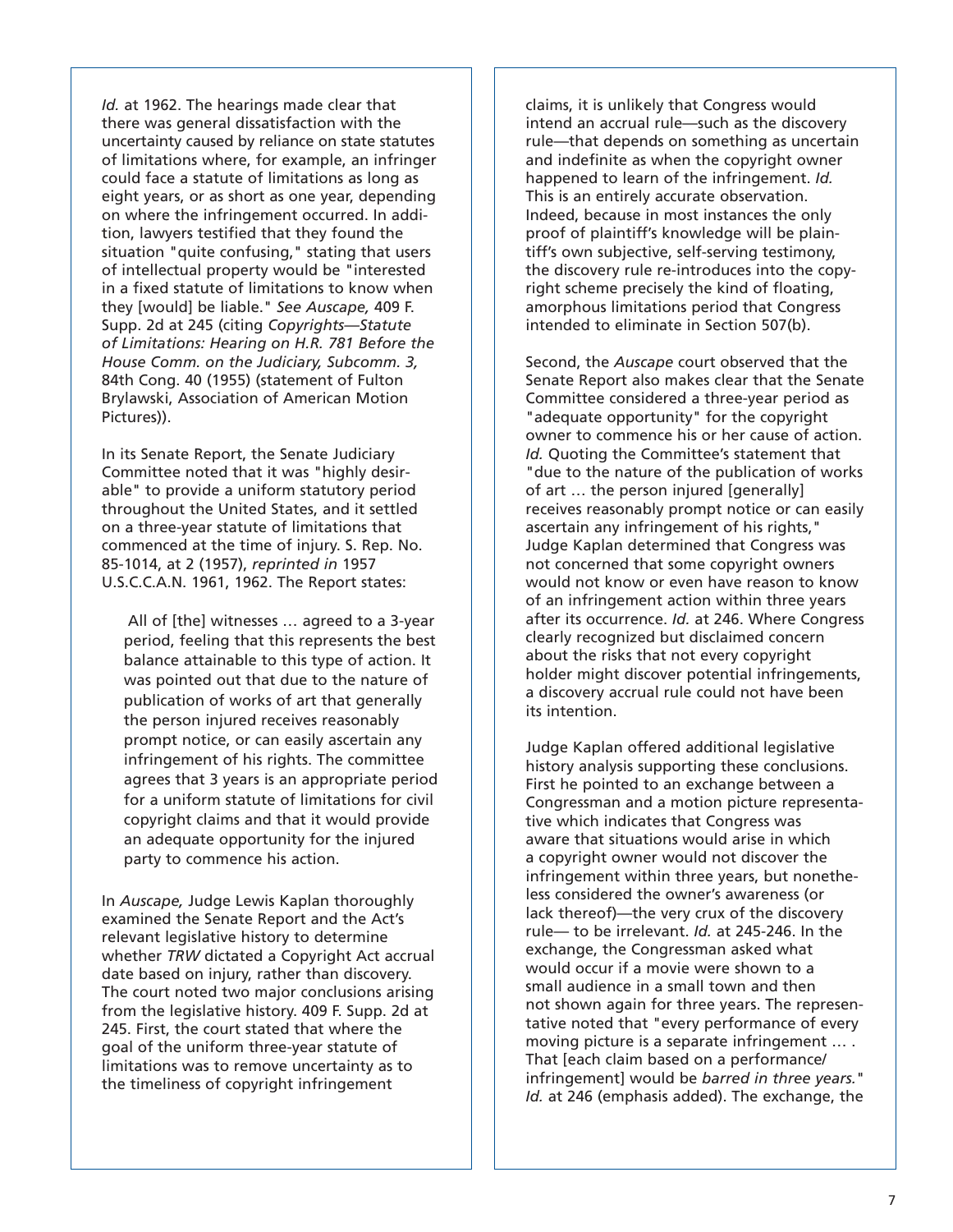*Id.* at 1962. The hearings made clear that there was general dissatisfaction with the uncertainty caused by reliance on state statutes of limitations where, for example, an infringer could face a statute of limitations as long as eight years, or as short as one year, depending on where the infringement occurred. In addition, lawyers testified that they found the situation "quite confusing," stating that users of intellectual property would be "interested in a fixed statute of limitations to know when they [would] be liable." *See Auscape,* 409 F. Supp. 2d at 245 (citing *Copyrights—Statute of Limitations: Hearing on H.R. 781 Before the House Comm. on the Judiciary, Subcomm. 3,* 84th Cong. 40 (1955) (statement of Fulton Brylawski, Association of American Motion Pictures)).

In its Senate Report, the Senate Judiciary Committee noted that it was "highly desirable" to provide a uniform statutory period throughout the United States, and it settled on a three-year statute of limitations that commenced at the time of injury. S. Rep. No. 85-1014, at 2 (1957), *reprinted in* 1957 U.S.C.C.A.N. 1961, 1962. The Report states:

> All of [the] witnesses … agreed to a 3-year period, feeling that this represents the best balance attainable to this type of action. It was pointed out that due to the nature of publication of works of art that generally the person injured receives reasonably prompt notice, or can easily ascertain any infringement of his rights. The committee agrees that 3 years is an appropriate period for a uniform statute of limitations for civil copyright claims and that it would provide an adequate opportunity for the injured party to commence his action.

In *Auscape,* Judge Lewis Kaplan thoroughly examined the Senate Report and the Act's relevant legislative history to determine whether *TRW* dictated a Copyright Act accrual date based on injury, rather than discovery. The court noted two major conclusions arising from the legislative history. 409 F. Supp. 2d at 245. First, the court stated that where the goal of the uniform three-year statute of limitations was to remove uncertainty as to the timeliness of copyright infringement claims, it is unlikely that Congress would intend an accrual rule—such as the discovery rule—that depends on something as uncertain and indefinite as when the copyright owner happened to learn of the infringement. *Id.* This is an entirely accurate observation. Indeed, because in most instances the only proof of plaintiff's knowledge will be plaintiff's own subjective, self-serving testimony, the discovery rule re-introduces into the copyright scheme precisely the kind of floating, amorphous limitations period that Congress intended to eliminate in Section 507(b).

Second, the *Auscape* court observed that the Senate Report also makes clear that the Senate Committee considered a three-year period as "adequate opportunity" for the copyright owner to commence his or her cause of action. *Id.* Quoting the Committee's statement that "due to the nature of the publication of works of art … the person injured [generally] receives reasonably prompt notice or can easily ascertain any infringement of his rights," Judge Kaplan determined that Congress was not concerned that some copyright owners would not know or even have reason to know of an infringement action within three years after its occurrence. *Id.* at 246. Where Congress clearly recognized but disclaimed concern about the risks that not every copyright holder might discover potential infringements, a discovery accrual rule could not have been its intention.

Judge Kaplan offered additional legislative history analysis supporting these conclusions. First he pointed to an exchange between a Congressman and a motion picture representative which indicates that Congress was aware that situations would arise in which a copyright owner would not discover the infringement within three years, but nonetheless considered the owner's awareness (or lack thereof)—the very crux of the discovery rule— to be irrelevant. *Id.* at 245-246. In the exchange, the Congressman asked what would occur if a movie were shown to a small audience in a small town and then not shown again for three years. The representative noted that "every performance of every moving picture is a separate infringement … . That [each claim based on a performance/infringement] would be *barred in three years.*" *Id.* at 246 (emphasis added). The exchange, the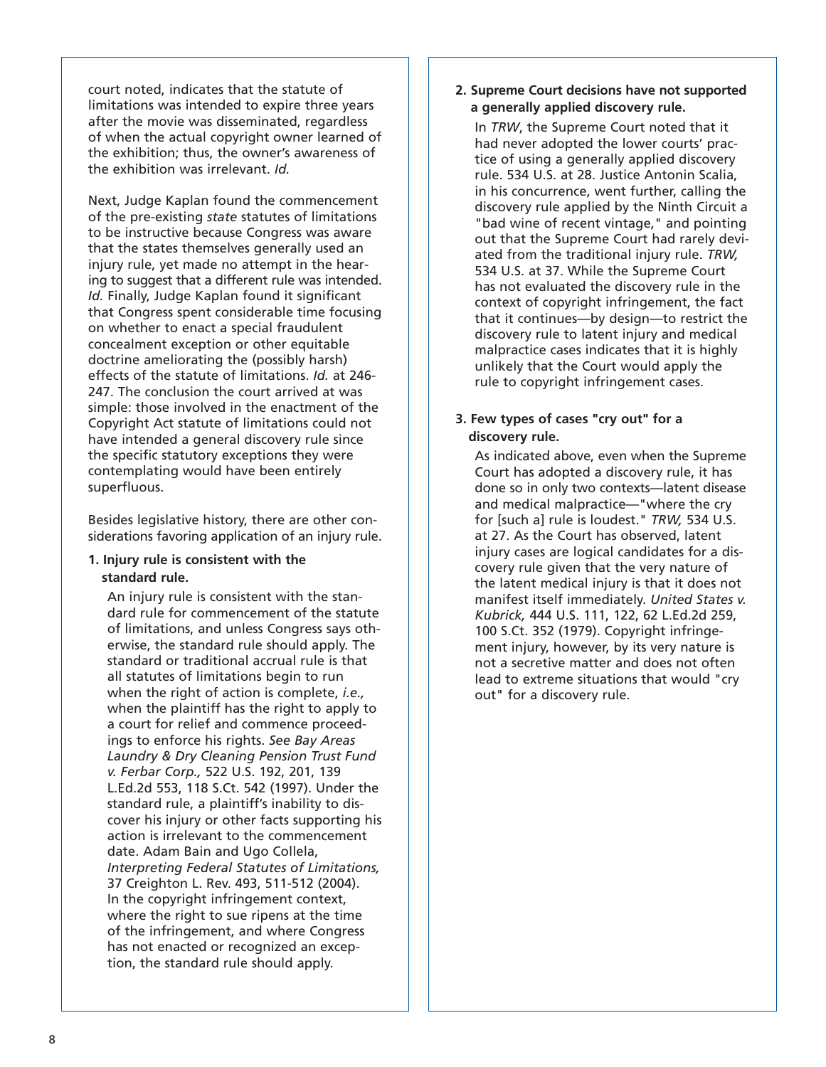court noted, indicates that the statute of limitations was intended to expire three years after the movie was disseminated, regardless of when the actual copyright owner learned of the exhibition; thus, the owner's awareness of the exhibition was irrelevant. *Id.*

Next, Judge Kaplan found the commencement of the pre-existing *state* statutes of limitations to be instructive because Congress was aware that the states themselves generally used an injury rule, yet made no attempt in the hearing to suggest that a different rule was intended. *Id.* Finally, Judge Kaplan found it significant that Congress spent considerable time focusing on whether to enact a special fraudulent concealment exception or other equitable doctrine ameliorating the (possibly harsh) effects of the statute of limitations. *Id.* at 246-247. The conclusion the court arrived at was simple: those involved in the enactment of the Copyright Act statute of limitations could not have intended a general discovery rule since the specific statutory exceptions they were contemplating would have been entirely superfluous.

Besides legislative history, there are other considerations favoring application of an injury rule.

**1. Injury rule is consistent with the standard rule.**

An injury rule is consistent with the standard rule for commencement of the statute of limitations, and unless Congress says otherwise, the standard rule should apply. The standard or traditional accrual rule is that all statutes of limitations begin to run when the right of action is complete, *i.e.,* when the plaintiff has the right to apply to a court for relief and commence proceedings to enforce his rights. *See Bay Areas Laundry & Dry Cleaning Pension Trust Fund v. Ferbar Corp.,* 522 U.S. 192, 201, 139 L.Ed.2d 553, 118 S.Ct. 542 (1997). Under the standard rule, a plaintiff's inability to discover his injury or other facts supporting his action is irrelevant to the commencement date. Adam Bain and Ugo Collela, *Interpreting Federal Statutes of Limitations,* 37 Creighton L. Rev. 493, 511-512 (2004). In the copyright infringement context, where the right to sue ripens at the time of the infringement, and where Congress has not enacted or recognized an exception, the standard rule should apply.

**2. Supreme Court decisions have not supported a generally applied discovery rule.**

In *TRW*, the Supreme Court noted that it had never adopted the lower courts' practice of using a generally applied discovery rule. 534 U.S. at 28. Justice Antonin Scalia, in his concurrence, went further, calling the discovery rule applied by the Ninth Circuit a "bad wine of recent vintage," and pointing out that the Supreme Court had rarely deviated from the traditional injury rule. *TRW,* 534 U.S. at 37. While the Supreme Court has not evaluated the discovery rule in the context of copyright infringement, the fact that it continues—by design—to restrict the discovery rule to latent injury and medical malpractice cases indicates that it is highly unlikely that the Court would apply the rule to copyright infringement cases.

**3. Few types of cases "cry out" for a discovery rule.**

As indicated above, even when the Supreme Court has adopted a discovery rule, it has done so in only two contexts—latent disease and medical malpractice—"where the cry for [such a] rule is loudest." *TRW,* 534 U.S. at 27. As the Court has observed, latent injury cases are logical candidates for a discovery rule given that the very nature of the latent medical injury is that it does not manifest itself immediately. *United States v. Kubrick,* 444 U.S. 111, 122, 62 L.Ed.2d 259, 100 S.Ct. 352 (1979). Copyright infringement injury, however, by its very nature is not a secretive matter and does not often lead to extreme situations that would "cry out" for a discovery rule.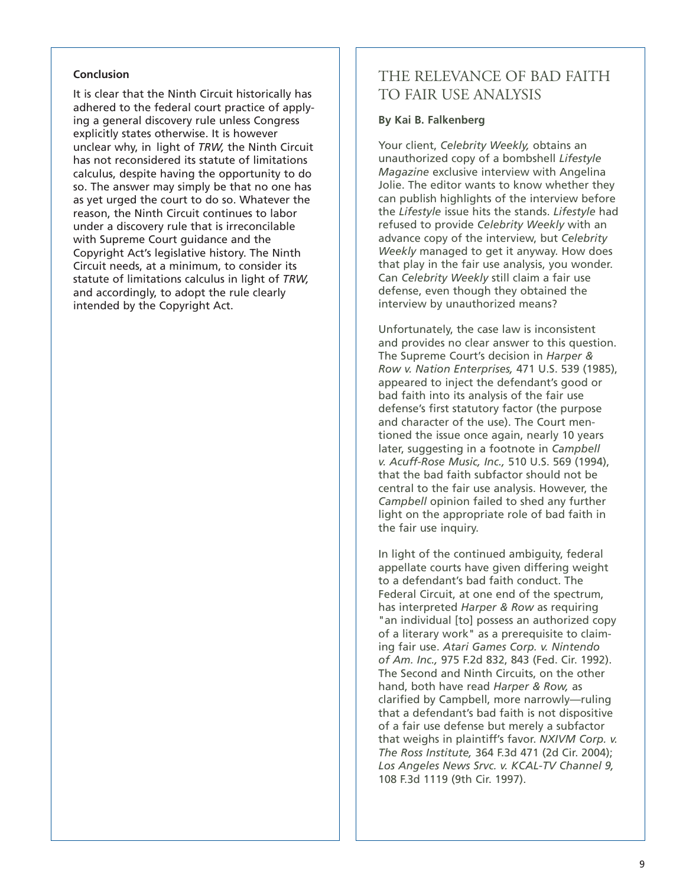**Conclusion**

It is clear that the Ninth Circuit historically has adhered to the federal court practice of applying a general discovery rule unless Congress explicitly states otherwise. It is however unclear why, in light of *TRW,* the Ninth Circuit has not reconsidered its statute of limitations calculus, despite having the opportunity to do so. The answer may simply be that no one has as yet urged the court to do so. Whatever the reason, the Ninth Circuit continues to labor under a discovery rule that is irreconcilable with Supreme Court guidance and the Copyright Act's legislative history. The Ninth Circuit needs, at a minimum, to consider its statute of limitations calculus in light of *TRW,* and accordingly, to adopt the rule clearly intended by the Copyright Act.

## THE RELEVANCE OF BAD FAITH TO FAIR USE ANALYSIS

**By Kai B. Falkenberg**

Your client, *Celebrity Weekly,* obtains an unauthorized copy of a bombshell *Lifestyle Magazine* exclusive interview with Angelina Jolie. The editor wants to know whether they can publish highlights of the interview before the *Lifestyle* issue hits the stands. *Lifestyle* had refused to provide *Celebrity Weekly* with an advance copy of the interview, but *Celebrity Weekly* managed to get it anyway. How does that play in the fair use analysis, you wonder. Can *Celebrity Weekly* still claim a fair use defense, even though they obtained the interview by unauthorized means?

Unfortunately, the case law is inconsistent and provides no clear answer to this question. The Supreme Court's decision in *Harper & Row v. Nation Enterprises,* 471 U.S. 539 (1985), appeared to inject the defendant's good or bad faith into its analysis of the fair use defense's first statutory factor (the purpose and character of the use). The Court mentioned the issue once again, nearly 10 years later, suggesting in a footnote in *Campbell v. Acuff-Rose Music, Inc.,* 510 U.S. 569 (1994), that the bad faith subfactor should not be central to the fair use analysis. However, the *Campbell* opinion failed to shed any further light on the appropriate role of bad faith in the fair use inquiry.

In light of the continued ambiguity, federal appellate courts have given differing weight to a defendant's bad faith conduct. The Federal Circuit, at one end of the spectrum, has interpreted *Harper & Row* as requiring "an individual [to] possess an authorized copy of a literary work" as a prerequisite to claiming fair use. *Atari Games Corp. v. Nintendo of Am. Inc.,* 975 F.2d 832, 843 (Fed. Cir. 1992). The Second and Ninth Circuits, on the other hand, both have read *Harper & Row,* as clarified by Campbell, more narrowly—ruling that a defendant's bad faith is not dispositive of a fair use defense but merely a subfactor that weighs in plaintiff's favor. *NXIVM Corp. v. The Ross Institute,* 364 F.3d 471 (2d Cir. 2004); *Los Angeles News Srvc. v. KCAL-TV Channel 9,* 108 F.3d 1119 (9th Cir. 1997).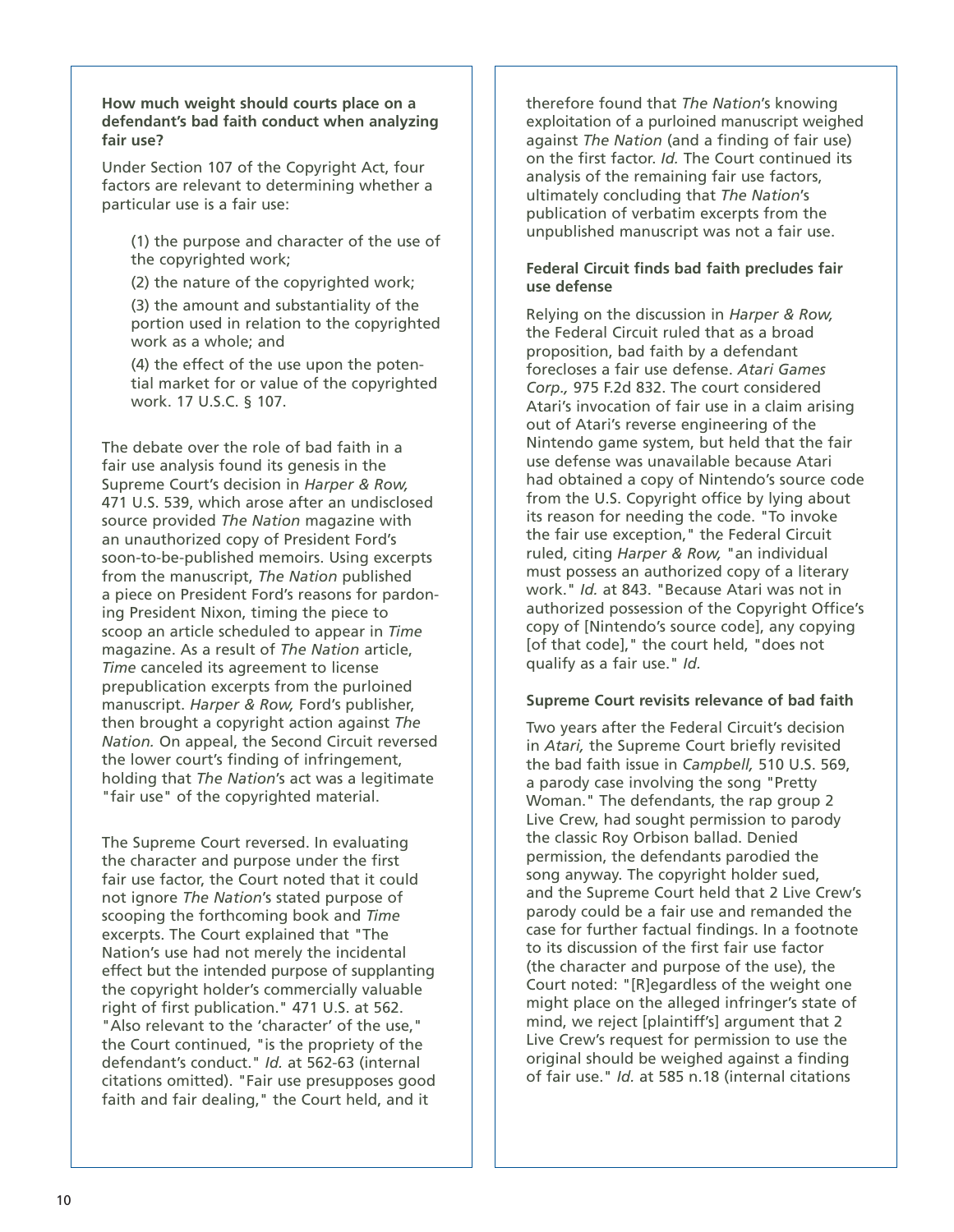**How much weight should courts place on a defendant's bad faith conduct when analyzing fair use?**

Under Section 107 of the Copyright Act, four factors are relevant to determining whether a particular use is a fair use:

> (1) the purpose and character of the use of the copyrighted work;
>
> (2) the nature of the copyrighted work;
>
> (3) the amount and substantiality of the portion used in relation to the copyrighted work as a whole; and
>
> (4) the effect of the use upon the potential market for or value of the copyrighted work. 17 U.S.C. § 107.

The debate over the role of bad faith in a fair use analysis found its genesis in the Supreme Court's decision in *Harper & Row,* 471 U.S. 539, which arose after an undisclosed source provided *The Nation* magazine with an unauthorized copy of President Ford's soon-to-be-published memoirs. Using excerpts from the manuscript, *The Nation* published a piece on President Ford's reasons for pardoning President Nixon, timing the piece to scoop an article scheduled to appear in *Time* magazine. As a result of *The Nation* article, *Time* canceled its agreement to license prepublication excerpts from the purloined manuscript. *Harper & Row,* Ford's publisher, then brought a copyright action against *The Nation.* On appeal, the Second Circuit reversed the lower court's finding of infringement, holding that *The Nation*'s act was a legitimate "fair use" of the copyrighted material.

The Supreme Court reversed. In evaluating the character and purpose under the first fair use factor, the Court noted that it could not ignore *The Nation*'s stated purpose of scooping the forthcoming book and *Time* excerpts. The Court explained that "The Nation's use had not merely the incidental effect but the intended purpose of supplanting the copyright holder's commercially valuable right of first publication." 471 U.S. at 562. "Also relevant to the 'character' of the use," the Court continued, "is the propriety of the defendant's conduct." *Id.* at 562-63 (internal citations omitted). "Fair use presupposes good faith and fair dealing," the Court held, and it therefore found that *The Nation*'s knowing exploitation of a purloined manuscript weighed against *The Nation* (and a finding of fair use) on the first factor. *Id.* The Court continued its analysis of the remaining fair use factors, ultimately concluding that *The Nation*'s publication of verbatim excerpts from the unpublished manuscript was not a fair use.

**Federal Circuit finds bad faith precludes fair use defense**

Relying on the discussion in *Harper & Row,* the Federal Circuit ruled that as a broad proposition, bad faith by a defendant forecloses a fair use defense. *Atari Games Corp.,* 975 F.2d 832. The court considered Atari's invocation of fair use in a claim arising out of Atari's reverse engineering of the Nintendo game system, but held that the fair use defense was unavailable because Atari had obtained a copy of Nintendo's source code from the U.S. Copyright office by lying about its reason for needing the code. "To invoke the fair use exception," the Federal Circuit ruled, citing *Harper & Row,* "an individual must possess an authorized copy of a literary work." *Id.* at 843. "Because Atari was not in authorized possession of the Copyright Office's copy of [Nintendo's source code], any copying [of that code]," the court held, "does not qualify as a fair use." *Id.*

**Supreme Court revisits relevance of bad faith**

Two years after the Federal Circuit's decision in *Atari,* the Supreme Court briefly revisited the bad faith issue in *Campbell,* 510 U.S. 569, a parody case involving the song "Pretty Woman." The defendants, the rap group 2 Live Crew, had sought permission to parody the classic Roy Orbison ballad. Denied permission, the defendants parodied the song anyway. The copyright holder sued, and the Supreme Court held that 2 Live Crew's parody could be a fair use and remanded the case for further factual findings. In a footnote to its discussion of the first fair use factor (the character and purpose of the use), the Court noted: "[R]egardless of the weight one might place on the alleged infringer's state of mind, we reject [plaintiff's] argument that 2 Live Crew's request for permission to use the original should be weighed against a finding of fair use." *Id.* at 585 n.18 (internal citations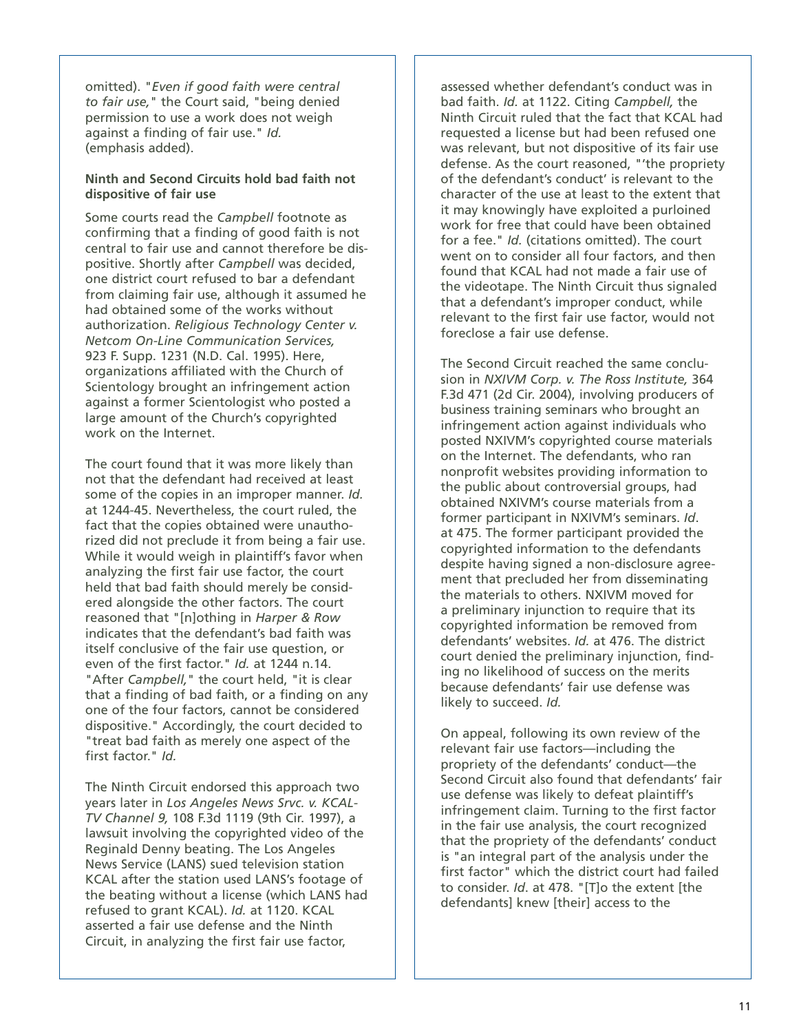omitted). "*Even if good faith were central to fair use,*" the Court said, "being denied permission to use a work does not weigh against a finding of fair use." *Id.* (emphasis added).

**Ninth and Second Circuits hold bad faith not dispositive of fair use**

Some courts read the *Campbell* footnote as confirming that a finding of good faith is not central to fair use and cannot therefore be dispositive. Shortly after *Campbell* was decided, one district court refused to bar a defendant from claiming fair use, although it assumed he had obtained some of the works without authorization. *Religious Technology Center v. Netcom On-Line Communication Services,* 923 F. Supp. 1231 (N.D. Cal. 1995). Here, organizations affiliated with the Church of Scientology brought an infringement action against a former Scientologist who posted a large amount of the Church's copyrighted work on the Internet.

The court found that it was more likely than not that the defendant had received at least some of the copies in an improper manner. *Id.* at 1244-45. Nevertheless, the court ruled, the fact that the copies obtained were unauthorized did not preclude it from being a fair use. While it would weigh in plaintiff's favor when analyzing the first fair use factor, the court held that bad faith should merely be considered alongside the other factors. The court reasoned that "[n]othing in *Harper & Row* indicates that the defendant's bad faith was itself conclusive of the fair use question, or even of the first factor." *Id.* at 1244 n.14. "After *Campbell,*" the court held, "it is clear that a finding of bad faith, or a finding on any one of the four factors, cannot be considered dispositive." Accordingly, the court decided to "treat bad faith as merely one aspect of the first factor." *Id.*

The Ninth Circuit endorsed this approach two years later in *Los Angeles News Srvc. v. KCAL-TV Channel 9,* 108 F.3d 1119 (9th Cir. 1997), a lawsuit involving the copyrighted video of the Reginald Denny beating. The Los Angeles News Service (LANS) sued television station KCAL after the station used LANS's footage of the beating without a license (which LANS had refused to grant KCAL). *Id.* at 1120. KCAL asserted a fair use defense and the Ninth Circuit, in analyzing the first fair use factor, assessed whether defendant's conduct was in bad faith. *Id.* at 1122. Citing *Campbell,* the Ninth Circuit ruled that the fact that KCAL had requested a license but had been refused one was relevant, but not dispositive of its fair use defense. As the court reasoned, "'the propriety of the defendant's conduct' is relevant to the character of the use at least to the extent that it may knowingly have exploited a purloined work for free that could have been obtained for a fee." *Id.* (citations omitted). The court went on to consider all four factors, and then found that KCAL had not made a fair use of the videotape. The Ninth Circuit thus signaled that a defendant's improper conduct, while relevant to the first fair use factor, would not foreclose a fair use defense.

The Second Circuit reached the same conclusion in *NXIVM Corp. v. The Ross Institute,* 364 F.3d 471 (2d Cir. 2004), involving producers of business training seminars who brought an infringement action against individuals who posted NXIVM's copyrighted course materials on the Internet. The defendants, who ran nonprofit websites providing information to the public about controversial groups, had obtained NXIVM's course materials from a former participant in NXIVM's seminars. *Id*. at 475. The former participant provided the copyrighted information to the defendants despite having signed a non-disclosure agreement that precluded her from disseminating the materials to others. NXIVM moved for a preliminary injunction to require that its copyrighted information be removed from defendants' websites. *Id.* at 476. The district court denied the preliminary injunction, finding no likelihood of success on the merits because defendants' fair use defense was likely to succeed. *Id.*

On appeal, following its own review of the relevant fair use factors—including the propriety of the defendants' conduct—the Second Circuit also found that defendants' fair use defense was likely to defeat plaintiff's infringement claim. Turning to the first factor in the fair use analysis, the court recognized that the propriety of the defendants' conduct is "an integral part of the analysis under the first factor" which the district court had failed to consider. *Id*. at 478. "[T]o the extent [the defendants] knew [their] access to the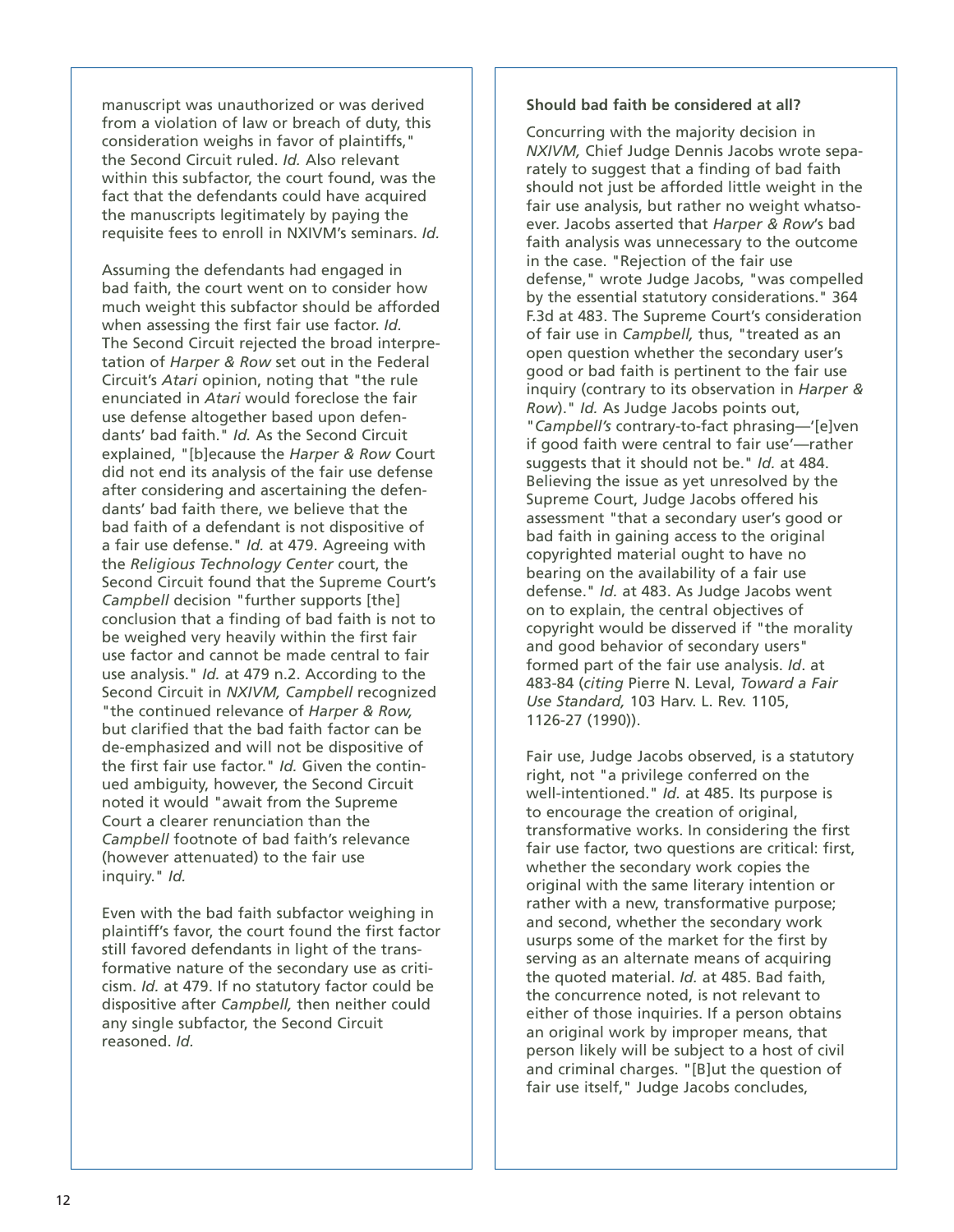manuscript was unauthorized or was derived from a violation of law or breach of duty, this consideration weighs in favor of plaintiffs," the Second Circuit ruled. *Id.* Also relevant within this subfactor, the court found, was the fact that the defendants could have acquired the manuscripts legitimately by paying the requisite fees to enroll in NXIVM's seminars. *Id.*

Assuming the defendants had engaged in bad faith, the court went on to consider how much weight this subfactor should be afforded when assessing the first fair use factor. *Id.* The Second Circuit rejected the broad interpretation of *Harper & Row* set out in the Federal Circuit's *Atari* opinion, noting that "the rule enunciated in *Atari* would foreclose the fair use defense altogether based upon defendants' bad faith." *Id.* As the Second Circuit explained, "[b]ecause the *Harper & Row* Court did not end its analysis of the fair use defense after considering and ascertaining the defendants' bad faith there, we believe that the bad faith of a defendant is not dispositive of a fair use defense." *Id.* at 479. Agreeing with the *Religious Technology Center* court, the Second Circuit found that the Supreme Court's *Campbell* decision "further supports [the] conclusion that a finding of bad faith is not to be weighed very heavily within the first fair use factor and cannot be made central to fair use analysis." *Id.* at 479 n.2. According to the Second Circuit in *NXIVM, Campbell* recognized "the continued relevance of *Harper & Row,* but clarified that the bad faith factor can be de-emphasized and will not be dispositive of the first fair use factor." *Id.* Given the continued ambiguity, however, the Second Circuit noted it would "await from the Supreme Court a clearer renunciation than the *Campbell* footnote of bad faith's relevance (however attenuated) to the fair use inquiry." *Id.*

Even with the bad faith subfactor weighing in plaintiff's favor, the court found the first factor still favored defendants in light of the transformative nature of the secondary use as criticism. *Id.* at 479. If no statutory factor could be dispositive after *Campbell,* then neither could any single subfactor, the Second Circuit reasoned. *Id.*

**Should bad faith be considered at all?**

Concurring with the majority decision in *NXIVM,* Chief Judge Dennis Jacobs wrote separately to suggest that a finding of bad faith should not just be afforded little weight in the fair use analysis, but rather no weight whatsoever. Jacobs asserted that *Harper & Row*'s bad faith analysis was unnecessary to the outcome in the case. "Rejection of the fair use defense," wrote Judge Jacobs, "was compelled by the essential statutory considerations." 364 F.3d at 483. The Supreme Court's consideration of fair use in *Campbell,* thus, "treated as an open question whether the secondary user's good or bad faith is pertinent to the fair use inquiry (contrary to its observation in *Harper & Row*)." *Id.* As Judge Jacobs points out, "*Campbell's* contrary-to-fact phrasing—'[e]ven if good faith were central to fair use'—rather suggests that it should not be." *Id.* at 484. Believing the issue as yet unresolved by the Supreme Court, Judge Jacobs offered his assessment "that a secondary user's good or bad faith in gaining access to the original copyrighted material ought to have no bearing on the availability of a fair use defense." *Id.* at 483. As Judge Jacobs went on to explain, the central objectives of copyright would be disserved if "the morality and good behavior of secondary users" formed part of the fair use analysis. *Id*. at 483-84 (*citing* Pierre N. Leval, *Toward a Fair Use Standard,* 103 Harv. L. Rev. 1105, 1126-27 (1990)).

Fair use, Judge Jacobs observed, is a statutory right, not "a privilege conferred on the well-intentioned." *Id.* at 485. Its purpose is to encourage the creation of original, transformative works. In considering the first fair use factor, two questions are critical: first, whether the secondary work copies the original with the same literary intention or rather with a new, transformative purpose; and second, whether the secondary work usurps some of the market for the first by serving as an alternate means of acquiring the quoted material. *Id.* at 485. Bad faith, the concurrence noted, is not relevant to either of those inquiries. If a person obtains an original work by improper means, that person likely will be subject to a host of civil and criminal charges. "[B]ut the question of fair use itself," Judge Jacobs concludes,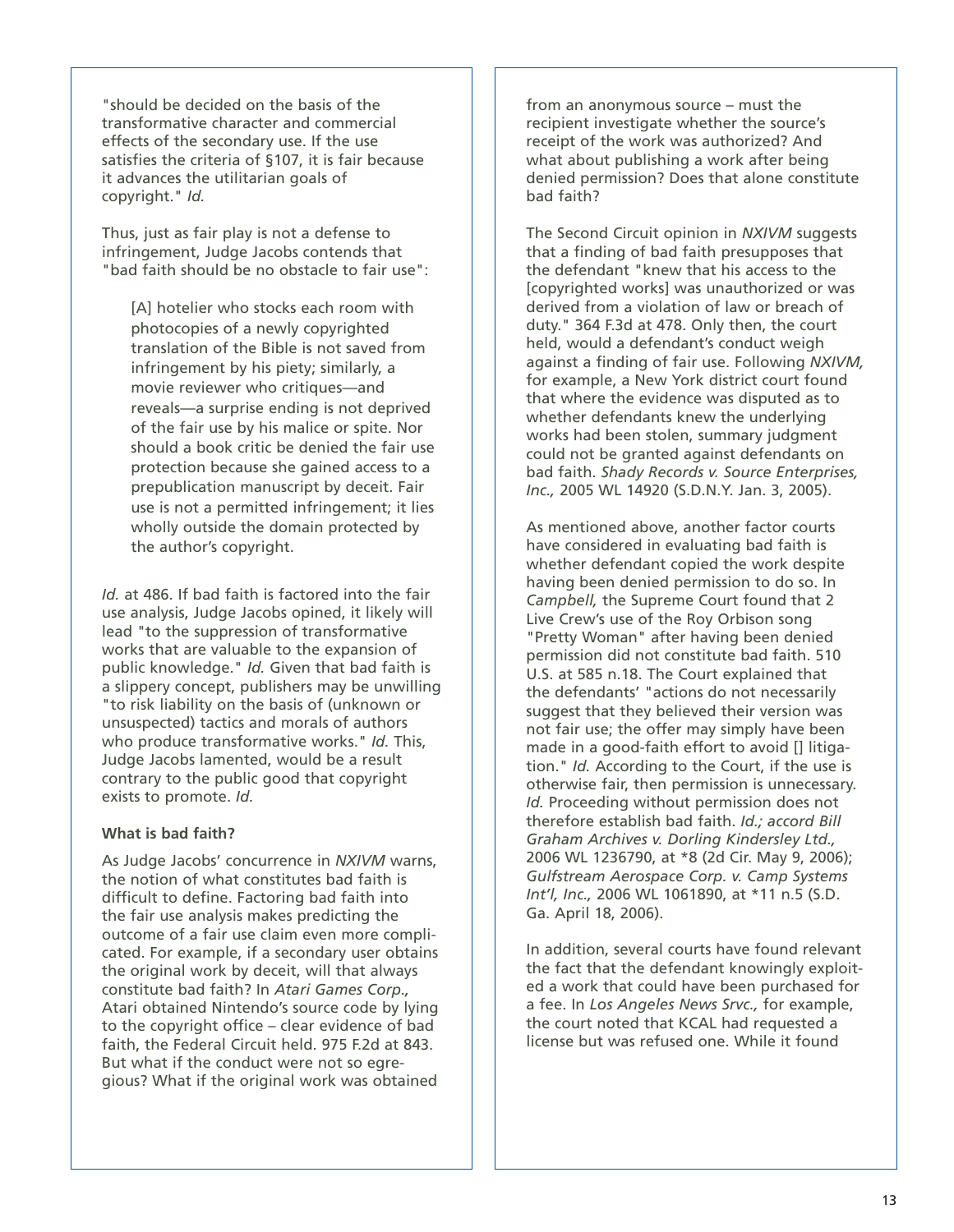"should be decided on the basis of the transformative character and commercial effects of the secondary use. If the use satisfies the criteria of §107, it is fair because it advances the utilitarian goals of copyright." *Id.*

Thus, just as fair play is not a defense to infringement, Judge Jacobs contends that "bad faith should be no obstacle to fair use":

> [A] hotelier who stocks each room with photocopies of a newly copyrighted translation of the Bible is not saved from infringement by his piety; similarly, a movie reviewer who critiques—and reveals—a surprise ending is not deprived of the fair use by his malice or spite. Nor should a book critic be denied the fair use protection because she gained access to a prepublication manuscript by deceit. Fair use is not a permitted infringement; it lies wholly outside the domain protected by the author's copyright.

*Id.* at 486. If bad faith is factored into the fair use analysis, Judge Jacobs opined, it likely will lead "to the suppression of transformative works that are valuable to the expansion of public knowledge." *Id.* Given that bad faith is a slippery concept, publishers may be unwilling "to risk liability on the basis of (unknown or unsuspected) tactics and morals of authors who produce transformative works." *Id.* This, Judge Jacobs lamented, would be a result contrary to the public good that copyright exists to promote. *Id.*

**What is bad faith?**

As Judge Jacobs' concurrence in *NXIVM* warns, the notion of what constitutes bad faith is difficult to define. Factoring bad faith into the fair use analysis makes predicting the outcome of a fair use claim even more complicated. For example, if a secondary user obtains the original work by deceit, will that always constitute bad faith? In *Atari Games Corp.,* Atari obtained Nintendo's source code by lying to the copyright office – clear evidence of bad faith, the Federal Circuit held. 975 F.2d at 843. But what if the conduct were not so egregious? What if the original work was obtained from an anonymous source – must the recipient investigate whether the source's receipt of the work was authorized? And what about publishing a work after being denied permission? Does that alone constitute bad faith?

The Second Circuit opinion in *NXIVM* suggests that a finding of bad faith presupposes that the defendant "knew that his access to the [copyrighted works] was unauthorized or was derived from a violation of law or breach of duty." 364 F.3d at 478. Only then, the court held, would a defendant's conduct weigh against a finding of fair use. Following *NXIVM,* for example, a New York district court found that where the evidence was disputed as to whether defendants knew the underlying works had been stolen, summary judgment could not be granted against defendants on bad faith. *Shady Records v. Source Enterprises, Inc.,* 2005 WL 14920 (S.D.N.Y. Jan. 3, 2005).

As mentioned above, another factor courts have considered in evaluating bad faith is whether defendant copied the work despite having been denied permission to do so. In *Campbell,* the Supreme Court found that 2 Live Crew's use of the Roy Orbison song "Pretty Woman" after having been denied permission did not constitute bad faith. 510 U.S. at 585 n.18. The Court explained that the defendants' "actions do not necessarily suggest that they believed their version was not fair use; the offer may simply have been made in a good-faith effort to avoid [] litigation." *Id.* According to the Court, if the use is otherwise fair, then permission is unnecessary. *Id.* Proceeding without permission does not therefore establish bad faith. *Id.; accord Bill Graham Archives v. Dorling Kindersley Ltd.,* 2006 WL 1236790, at *8 (2d Cir. May 9, 2006); *Gulfstream Aerospace Corp. v. Camp Systems Int'l, Inc.,* 2006 WL 1061890, at *11 n.5 (S.D. Ga. April 18, 2006).

In addition, several courts have found relevant the fact that the defendant knowingly exploited a work that could have been purchased for a fee. In *Los Angeles News Srvc.,* for example, the court noted that KCAL had requested a license but was refused one. While it found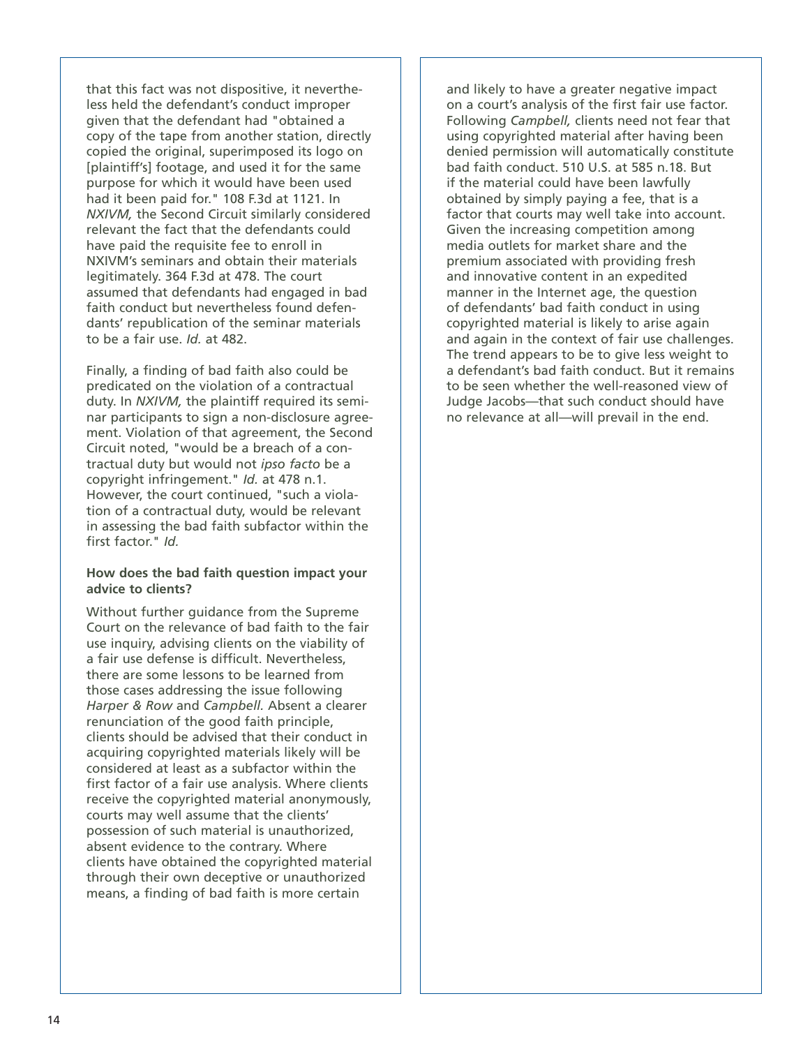that this fact was not dispositive, it nevertheless held the defendant's conduct improper given that the defendant had "obtained a copy of the tape from another station, directly copied the original, superimposed its logo on [plaintiff's] footage, and used it for the same purpose for which it would have been used had it been paid for." 108 F.3d at 1121. In *NXIVM,* the Second Circuit similarly considered relevant the fact that the defendants could have paid the requisite fee to enroll in NXIVM's seminars and obtain their materials legitimately. 364 F.3d at 478. The court assumed that defendants had engaged in bad faith conduct but nevertheless found defendants' republication of the seminar materials to be a fair use. *Id.* at 482.

Finally, a finding of bad faith also could be predicated on the violation of a contractual duty. In *NXIVM,* the plaintiff required its seminar participants to sign a non-disclosure agreement. Violation of that agreement, the Second Circuit noted, "would be a breach of a contractual duty but would not *ipso facto* be a copyright infringement." *Id.* at 478 n.1. However, the court continued, "such a violation of a contractual duty, would be relevant in assessing the bad faith subfactor within the first factor." *Id.*

**How does the bad faith question impact your advice to clients?**

Without further guidance from the Supreme Court on the relevance of bad faith to the fair use inquiry, advising clients on the viability of a fair use defense is difficult. Nevertheless, there are some lessons to be learned from those cases addressing the issue following *Harper & Row* and *Campbell.* Absent a clearer renunciation of the good faith principle, clients should be advised that their conduct in acquiring copyrighted materials likely will be considered at least as a subfactor within the first factor of a fair use analysis. Where clients receive the copyrighted material anonymously, courts may well assume that the clients' possession of such material is unauthorized, absent evidence to the contrary. Where clients have obtained the copyrighted material through their own deceptive or unauthorized means, a finding of bad faith is more certain and likely to have a greater negative impact on a court's analysis of the first fair use factor. Following *Campbell,* clients need not fear that using copyrighted material after having been denied permission will automatically constitute bad faith conduct. 510 U.S. at 585 n.18. But if the material could have been lawfully obtained by simply paying a fee, that is a factor that courts may well take into account. Given the increasing competition among media outlets for market share and the premium associated with providing fresh and innovative content in an expedited manner in the Internet age, the question of defendants' bad faith conduct in using copyrighted material is likely to arise again and again in the context of fair use challenges. The trend appears to be to give less weight to a defendant's bad faith conduct. But it remains to be seen whether the well-reasoned view of Judge Jacobs—that such conduct should have no relevance at all—will prevail in the end.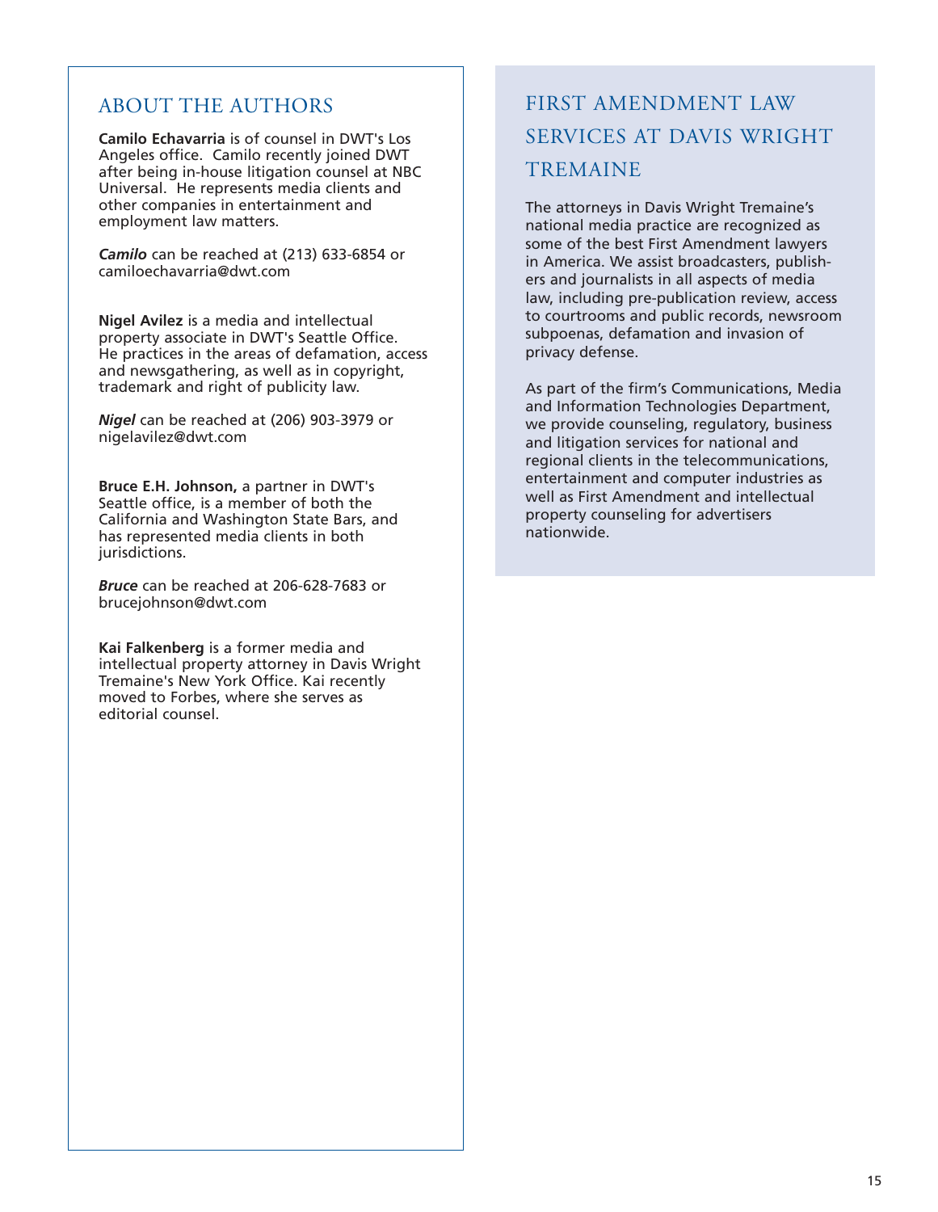## ABOUT THE AUTHORS

**Camilo Echavarria** is of counsel in DWT's Los Angeles office. Camilo recently joined DWT after being in-house litigation counsel at NBC Universal. He represents media clients and other companies in entertainment and employment law matters.

***Camilo*** can be reached at (213) 633-6854 or camiloechavarria@dwt.com

**Nigel Avilez** is a media and intellectual property associate in DWT's Seattle Office. He practices in the areas of defamation, access and newsgathering, as well as in copyright, trademark and right of publicity law.

***Nigel*** can be reached at (206) 903-3979 or nigelavilez@dwt.com

**Bruce E.H. Johnson,** a partner in DWT's Seattle office, is a member of both the California and Washington State Bars, and has represented media clients in both jurisdictions.

***Bruce*** can be reached at 206-628-7683 or brucejohnson@dwt.com

**Kai Falkenberg** is a former media and intellectual property attorney in Davis Wright Tremaine's New York Office. Kai recently moved to Forbes, where she serves as editorial counsel.

## FIRST AMENDMENT LAW SERVICES AT DAVIS WRIGHT TREMAINE

The attorneys in Davis Wright Tremaine's national media practice are recognized as some of the best First Amendment lawyers in America. We assist broadcasters, publishers and journalists in all aspects of media law, including pre-publication review, access to courtrooms and public records, newsroom subpoenas, defamation and invasion of privacy defense.

As part of the firm's Communications, Media and Information Technologies Department, we provide counseling, regulatory, business and litigation services for national and regional clients in the telecommunications, entertainment and computer industries as well as First Amendment and intellectual property counseling for advertisers nationwide.